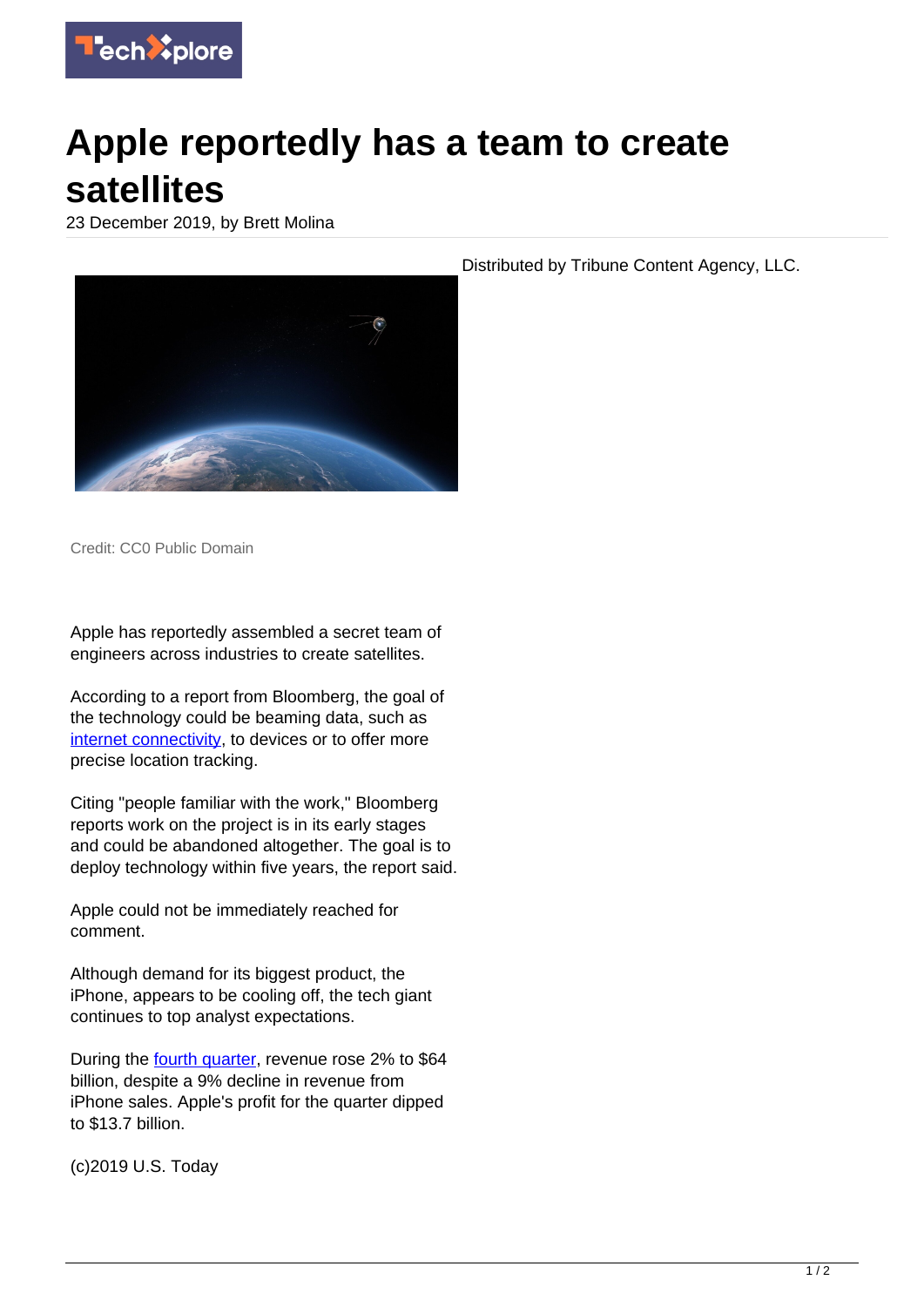# Apple reportedly has a team to create satellites

23 December 2019, by Brett Molina

Credit: CC0 Public Domain

Apple has reportedly assembled a secret team of engineers across industries to create satellites.

According to a report from Bloomberg, the goal of the technology could be beaming data, such as internet connectivity, to devices or to offer more precise location tracking.

Citing "people familiar with the work," Bloomberg reports work on the project is in its early stages and could be abandoned altogether. The goal is to deploy technology within five years, the report said.

Apple could not be immediately reached for comment.

Although demand for its biggest product, the iPhone, appears to be cooling off, the tech giant continues to top analyst expectations.

During the fourth quarter, revenue rose 2% to $64 billion, despite a 9% decline in revenue from iPhone sales. Apple's profit for the quarter dipped to $13.7 billion.

(c)2019 U.S. Today

Distributed by Tribune Content Agency, LLC.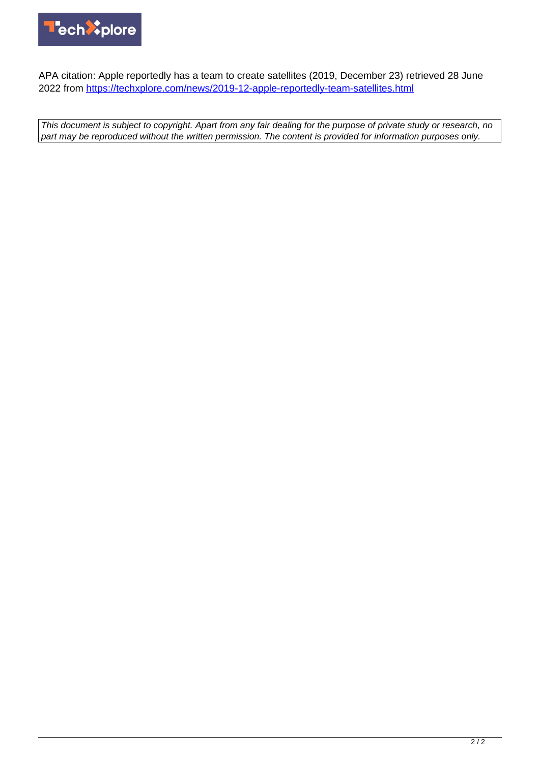APA citation: Apple reportedly has a team to create satellites (2019, December 23) retrieved 28 June 2022 from https://techxplore.com/news/2019-12-apple-reportedly-team-satellites.html

*This document is subject to copyright. Apart from any fair dealing for the purpose of private study or research, no part may be reproduced without the written permission. The content is provided for information purposes only.*